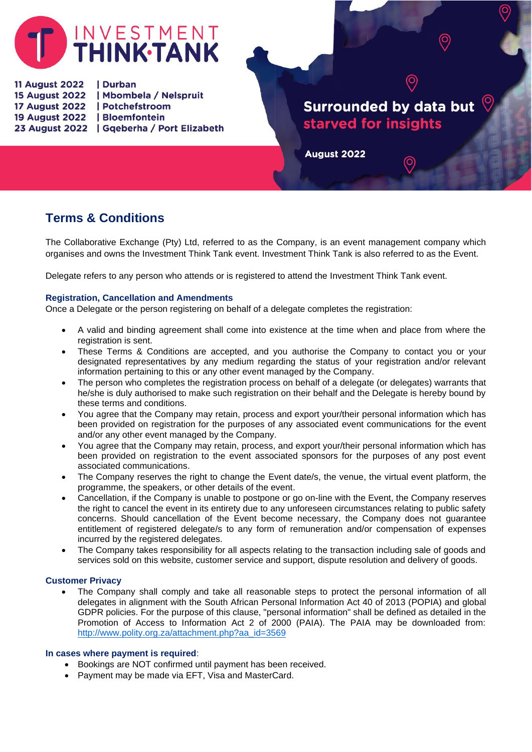# INVESTMENT THINK·TANK

11 August 2022 | Durban
15 August 2022 | Mbombela / Nelspruit
17 August 2022 | Potchefstroom
19 August 2022 | Bloemfontein
23 August 2022 | Gqeberha / Port Elizabeth

**Surrounded by data but starved for insights**

**August 2022**

## Terms & Conditions

The Collaborative Exchange (Pty) Ltd, referred to as the Company, is an event management company which organises and owns the Investment Think Tank event. Investment Think Tank is also referred to as the Event.

Delegate refers to any person who attends or is registered to attend the Investment Think Tank event.

### Registration, Cancellation and Amendments

Once a Delegate or the person registering on behalf of a delegate completes the registration:

- A valid and binding agreement shall come into existence at the time when and place from where the registration is sent.
- These Terms & Conditions are accepted, and you authorise the Company to contact you or your designated representatives by any medium regarding the status of your registration and/or relevant information pertaining to this or any other event managed by the Company.
- The person who completes the registration process on behalf of a delegate (or delegates) warrants that he/she is duly authorised to make such registration on their behalf and the Delegate is hereby bound by these terms and conditions.
- You agree that the Company may retain, process and export your/their personal information which has been provided on registration for the purposes of any associated event communications for the event and/or any other event managed by the Company.
- You agree that the Company may retain, process, and export your/their personal information which has been provided on registration to the event associated sponsors for the purposes of any post event associated communications.
- The Company reserves the right to change the Event date/s, the venue, the virtual event platform, the programme, the speakers, or other details of the event.
- Cancellation, if the Company is unable to postpone or go on-line with the Event, the Company reserves the right to cancel the event in its entirety due to any unforeseen circumstances relating to public safety concerns. Should cancellation of the Event become necessary, the Company does not guarantee entitlement of registered delegate/s to any form of remuneration and/or compensation of expenses incurred by the registered delegates.
- The Company takes responsibility for all aspects relating to the transaction including sale of goods and services sold on this website, customer service and support, dispute resolution and delivery of goods.

### Customer Privacy

- The Company shall comply and take all reasonable steps to protect the personal information of all delegates in alignment with the South African Personal Information Act 40 of 2013 (POPIA) and global GDPR policies. For the purpose of this clause, "personal information" shall be defined as detailed in the Promotion of Access to Information Act 2 of 2000 (PAIA). The PAIA may be downloaded from: http://www.polity.org.za/attachment.php?aa_id=3569

### In cases where payment is required:

- Bookings are NOT confirmed until payment has been received.
- Payment may be made via EFT, Visa and MasterCard.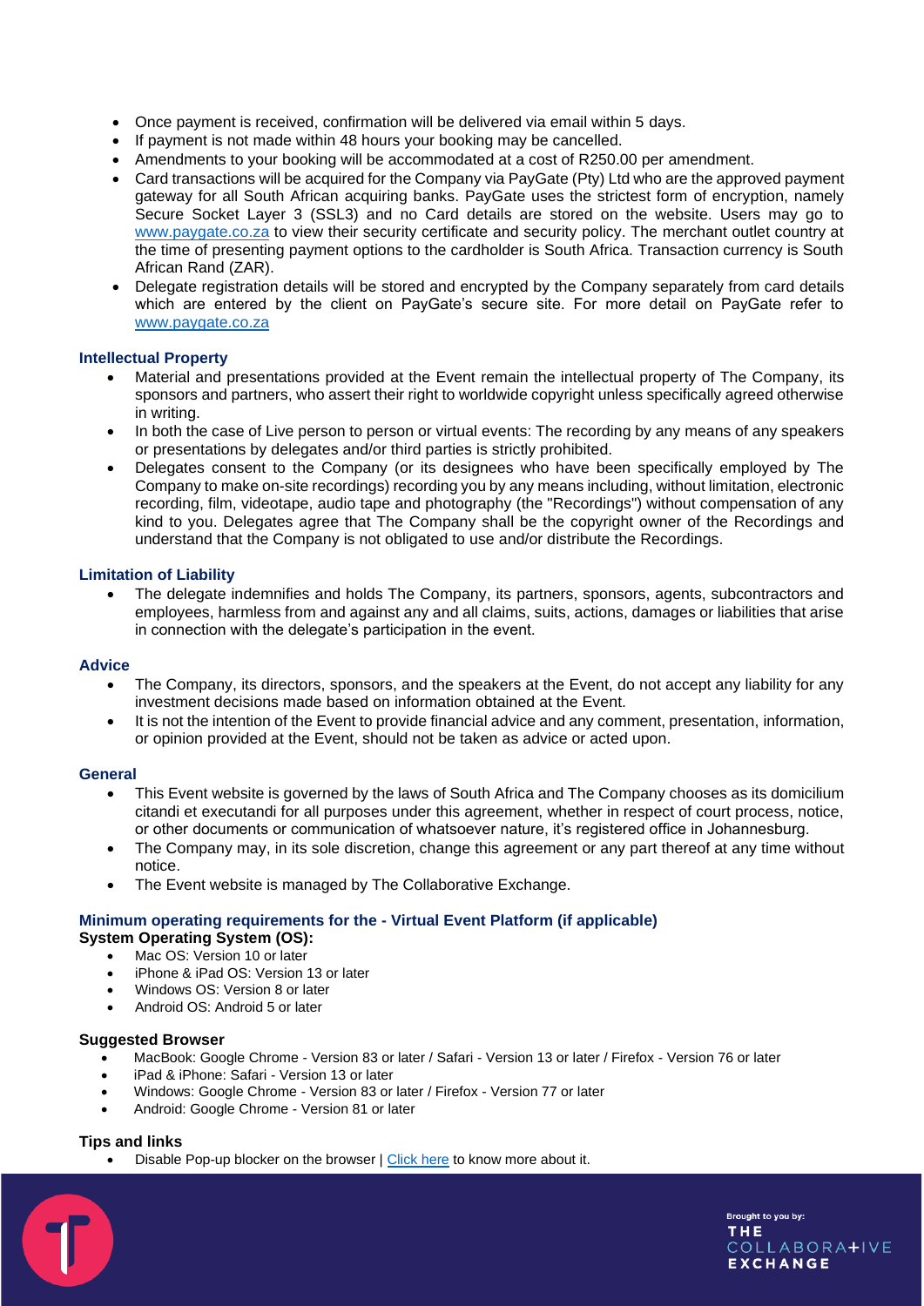- Once payment is received, confirmation will be delivered via email within 5 days.
- If payment is not made within 48 hours your booking may be cancelled.
- Amendments to your booking will be accommodated at a cost of R250.00 per amendment.
- Card transactions will be acquired for the Company via PayGate (Pty) Ltd who are the approved payment gateway for all South African acquiring banks. PayGate uses the strictest form of encryption, namely Secure Socket Layer 3 (SSL3) and no Card details are stored on the website. Users may go to [www.paygate.co.za](www.paygate.co.za) to view their security certificate and security policy. The merchant outlet country at the time of presenting payment options to the cardholder is South Africa. Transaction currency is South African Rand (ZAR).
- Delegate registration details will be stored and encrypted by the Company separately from card details which are entered by the client on PayGate's secure site. For more detail on PayGate refer to [www.paygate.co.za](www.paygate.co.za)

### Intellectual Property

- Material and presentations provided at the Event remain the intellectual property of The Company, its sponsors and partners, who assert their right to worldwide copyright unless specifically agreed otherwise in writing.
- In both the case of Live person to person or virtual events: The recording by any means of any speakers or presentations by delegates and/or third parties is strictly prohibited.
- Delegates consent to the Company (or its designees who have been specifically employed by The Company to make on-site recordings) recording you by any means including, without limitation, electronic recording, film, videotape, audio tape and photography (the "Recordings") without compensation of any kind to you. Delegates agree that The Company shall be the copyright owner of the Recordings and understand that the Company is not obligated to use and/or distribute the Recordings.

### Limitation of Liability

- The delegate indemnifies and holds The Company, its partners, sponsors, agents, subcontractors and employees, harmless from and against any and all claims, suits, actions, damages or liabilities that arise in connection with the delegate's participation in the event.

### Advice

- The Company, its directors, sponsors, and the speakers at the Event, do not accept any liability for any investment decisions made based on information obtained at the Event.
- It is not the intention of the Event to provide financial advice and any comment, presentation, information, or opinion provided at the Event, should not be taken as advice or acted upon.

### General

- This Event website is governed by the laws of South Africa and The Company chooses as its domicilium citandi et executandi for all purposes under this agreement, whether in respect of court process, notice, or other documents or communication of whatsoever nature, it's registered office in Johannesburg.
- The Company may, in its sole discretion, change this agreement or any part thereof at any time without notice.
- The Event website is managed by The Collaborative Exchange.

### Minimum operating requirements for the - Virtual Event Platform (if applicable)

**System Operating System (OS):**

- Mac OS: Version 10 or later
- iPhone & iPad OS: Version 13 or later
- Windows OS: Version 8 or later
- Android OS: Android 5 or later

**Suggested Browser**

- MacBook: Google Chrome - Version 83 or later / Safari - Version 13 or later / Firefox - Version 76 or later
- iPad & iPhone: Safari - Version 13 or later
- Windows: Google Chrome - Version 83 or later / Firefox - Version 77 or later
- Android: Google Chrome - Version 81 or later

**Tips and links**

- Disable Pop-up blocker on the browser | Click here to know more about it.

Brought to you by:
THE COLLABORATIVE EXCHANGE